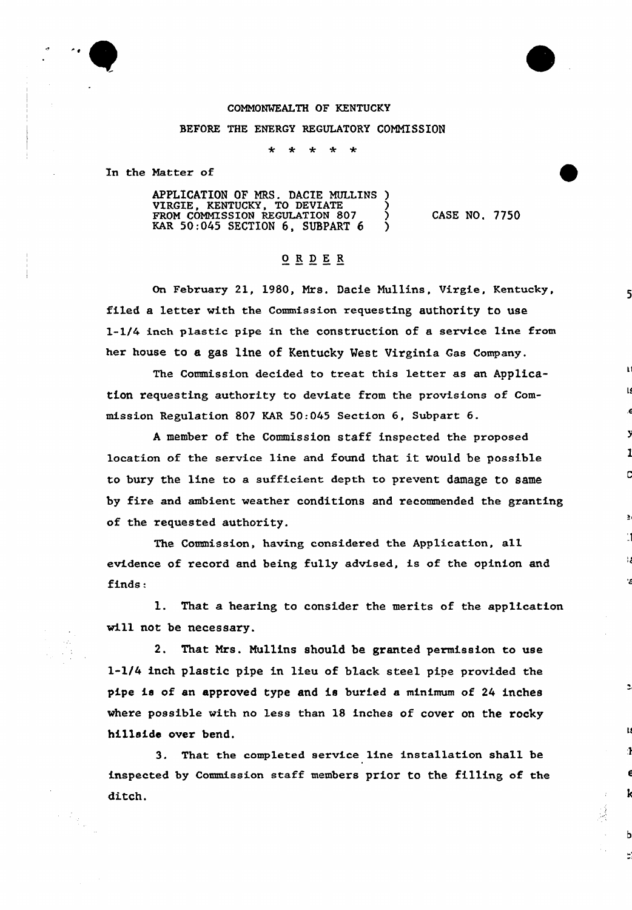COMMONWEALTH OF KENTUCKY

BEFORE THE ENERGY REGULATORY COMMISSION

\* \* \* \* \*

In the Matter of

APPLICATION OF MRS. DACIE MULLINS )
VIRGIE, KENTUCKY, TO DEVIATE )
FROM COMMISSION REGULATION 807 ) CASE NO. 7750
KAR 50:045 SECTION 6, SUBPART 6 )

## O R D E R

On February 21, 1980, Mrs. Dacie Mullins, Virgie, Kentucky, filed a letter with the Commission requesting authority to use 1-1/4 inch plastic pipe in the construction of a service line from her house to a gas line of Kentucky West Virginia Gas Company.

The Commission decided to treat this letter as an Application requesting authority to deviate from the provisions of Commission Regulation 807 KAR 50:045 Section 6, Subpart 6.

A member of the Commission staff inspected the proposed location of the service line and found that it would be possible to bury the line to a sufficient depth to prevent damage to same by fire and ambient weather conditions and recommended the granting of the requested authority.

The Commission, having considered the Application, all evidence of record and being fully advised, is of the opinion and finds:

1. That a hearing to consider the merits of the application will not be necessary.

2. That Mrs. Mullins should be granted permission to use 1-1/4 inch plastic pipe in lieu of black steel pipe provided the pipe is of an approved type and is buried a minimum of 24 inches where possible with no less than 18 inches of cover on the rocky hillside over bend.

3. That the completed service line installation shall be inspected by Commission staff members prior to the filling of the ditch.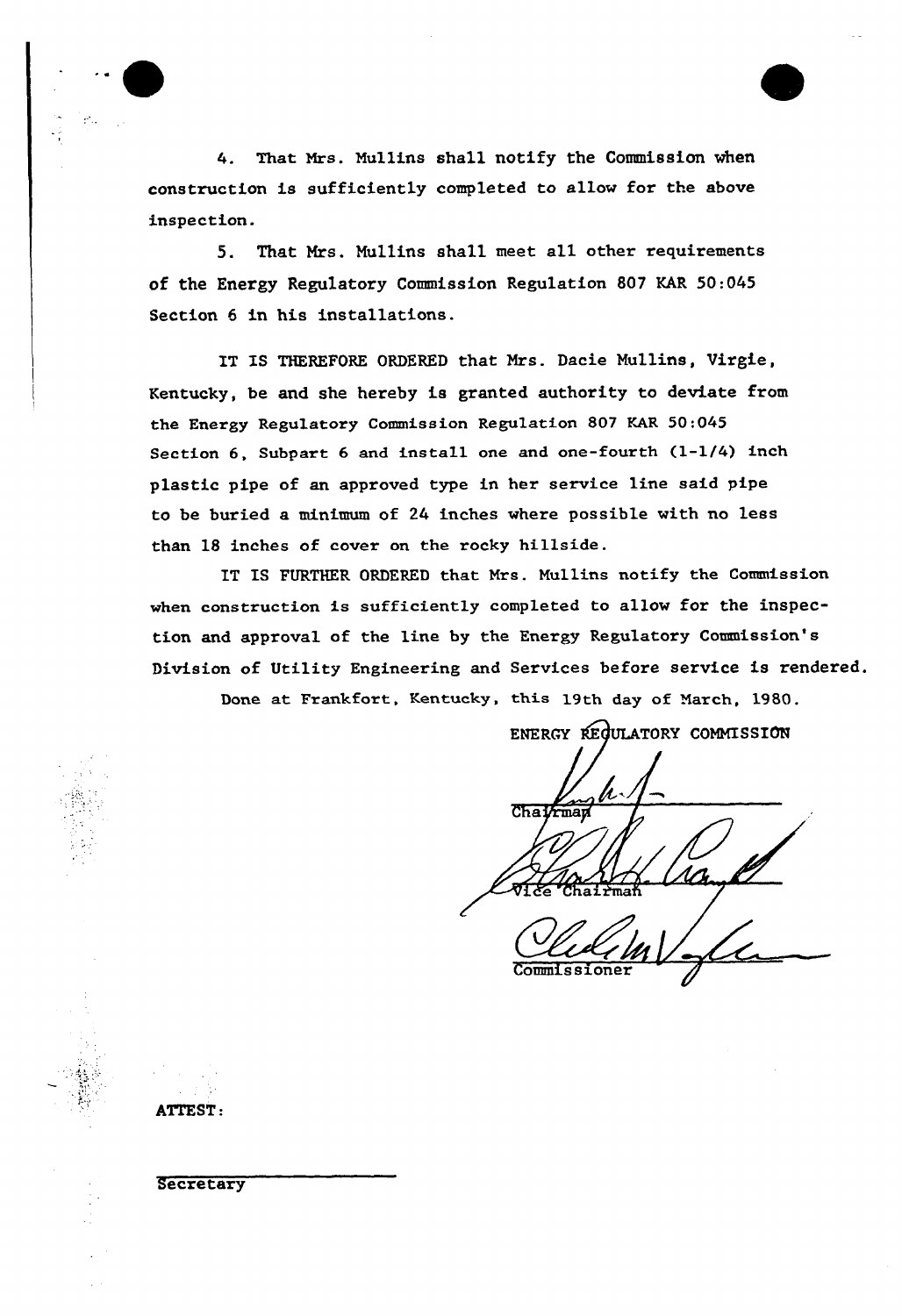4. That Mrs. Mullins shall notify the Commission when construction is sufficiently completed to allow for the above inspection.

5. That Mrs. Mullins shall meet all other requirements of the Energy Regulatory Commission Regulation 807 KAR 50:045 Section 6 in his installations.

IT IS THEREFORE ORDERED that Mrs. Dacie Mullins, Virgie, Kentucky, be and she hereby is granted authority to deviate from the Energy Regulatory Commission Regulation 807 KAR 50:045 Section 6, Subpart 6 and install one and one-fourth (1-1/4) inch plastic pipe of an approved type in her service line said pipe to be buried a minimum of 24 inches where possible with no less than 18 inches of cover on the rocky hillside.

IT IS FURTHER ORDERED that Mrs. Mullins notify the Commission when construction is sufficiently completed to allow for the inspection and approval of the line by the Energy Regulatory Commission's Division of Utility Engineering and Services before service is rendered.

Done at Frankfort, Kentucky, this 19th day of March, 1980.

ENERGY REGULATORY COMMISSION

Chairman

Vice Chairman

Commissioner

ATTEST:

Secretary